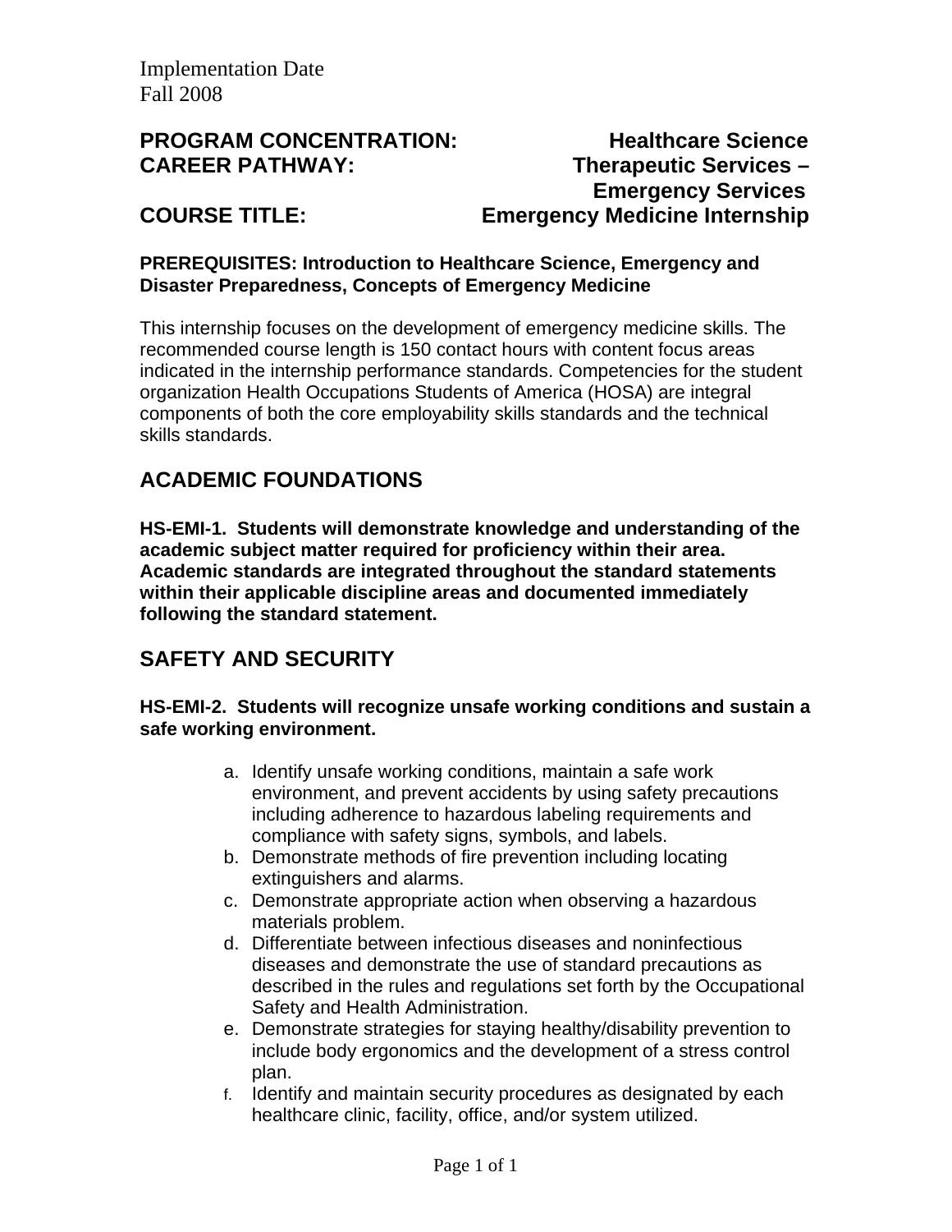Implementation Date
Fall 2008

**PROGRAM CONCENTRATION:** Healthcare Science
**CAREER PATHWAY:** Therapeutic Services – Emergency Services
**COURSE TITLE:** Emergency Medicine Internship

**PREREQUISITES: Introduction to Healthcare Science, Emergency and Disaster Preparedness, Concepts of Emergency Medicine**

This internship focuses on the development of emergency medicine skills. The recommended course length is 150 contact hours with content focus areas indicated in the internship performance standards. Competencies for the student organization Health Occupations Students of America (HOSA) are integral components of both the core employability skills standards and the technical skills standards.

## ACADEMIC FOUNDATIONS

**HS-EMI-1. Students will demonstrate knowledge and understanding of the academic subject matter required for proficiency within their area. Academic standards are integrated throughout the standard statements within their applicable discipline areas and documented immediately following the standard statement.**

## SAFETY AND SECURITY

**HS-EMI-2. Students will recognize unsafe working conditions and sustain a safe working environment.**

a. Identify unsafe working conditions, maintain a safe work environment, and prevent accidents by using safety precautions including adherence to hazardous labeling requirements and compliance with safety signs, symbols, and labels.
b. Demonstrate methods of fire prevention including locating extinguishers and alarms.
c. Demonstrate appropriate action when observing a hazardous materials problem.
d. Differentiate between infectious diseases and noninfectious diseases and demonstrate the use of standard precautions as described in the rules and regulations set forth by the Occupational Safety and Health Administration.
e. Demonstrate strategies for staying healthy/disability prevention to include body ergonomics and the development of a stress control plan.
f. Identify and maintain security procedures as designated by each healthcare clinic, facility, office, and/or system utilized.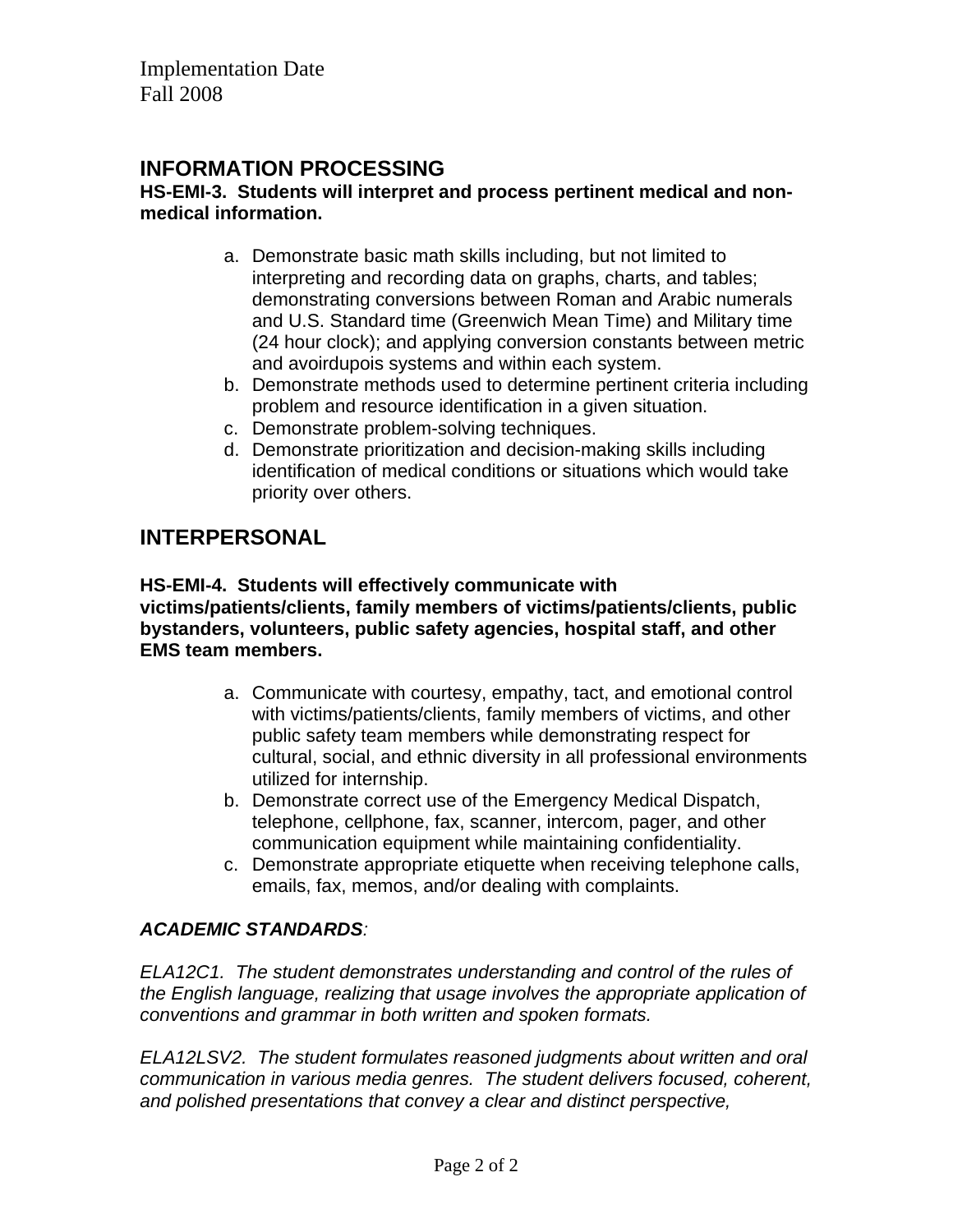Implementation Date
Fall 2008

## INFORMATION PROCESSING

**HS-EMI-3. Students will interpret and process pertinent medical and non-medical information.**

a. Demonstrate basic math skills including, but not limited to interpreting and recording data on graphs, charts, and tables; demonstrating conversions between Roman and Arabic numerals and U.S. Standard time (Greenwich Mean Time) and Military time (24 hour clock); and applying conversion constants between metric and avoirdupois systems and within each system.
b. Demonstrate methods used to determine pertinent criteria including problem and resource identification in a given situation.
c. Demonstrate problem-solving techniques.
d. Demonstrate prioritization and decision-making skills including identification of medical conditions or situations which would take priority over others.

## INTERPERSONAL

**HS-EMI-4. Students will effectively communicate with victims/patients/clients, family members of victims/patients/clients, public bystanders, volunteers, public safety agencies, hospital staff, and other EMS team members.**

a. Communicate with courtesy, empathy, tact, and emotional control with victims/patients/clients, family members of victims, and other public safety team members while demonstrating respect for cultural, social, and ethnic diversity in all professional environments utilized for internship.
b. Demonstrate correct use of the Emergency Medical Dispatch, telephone, cellphone, fax, scanner, intercom, pager, and other communication equipment while maintaining confidentiality.
c. Demonstrate appropriate etiquette when receiving telephone calls, emails, fax, memos, and/or dealing with complaints.

***ACADEMIC STANDARDS**:*

*ELA12C1. The student demonstrates understanding and control of the rules of the English language, realizing that usage involves the appropriate application of conventions and grammar in both written and spoken formats.*

*ELA12LSV2. The student formulates reasoned judgments about written and oral communication in various media genres. The student delivers focused, coherent, and polished presentations that convey a clear and distinct perspective,*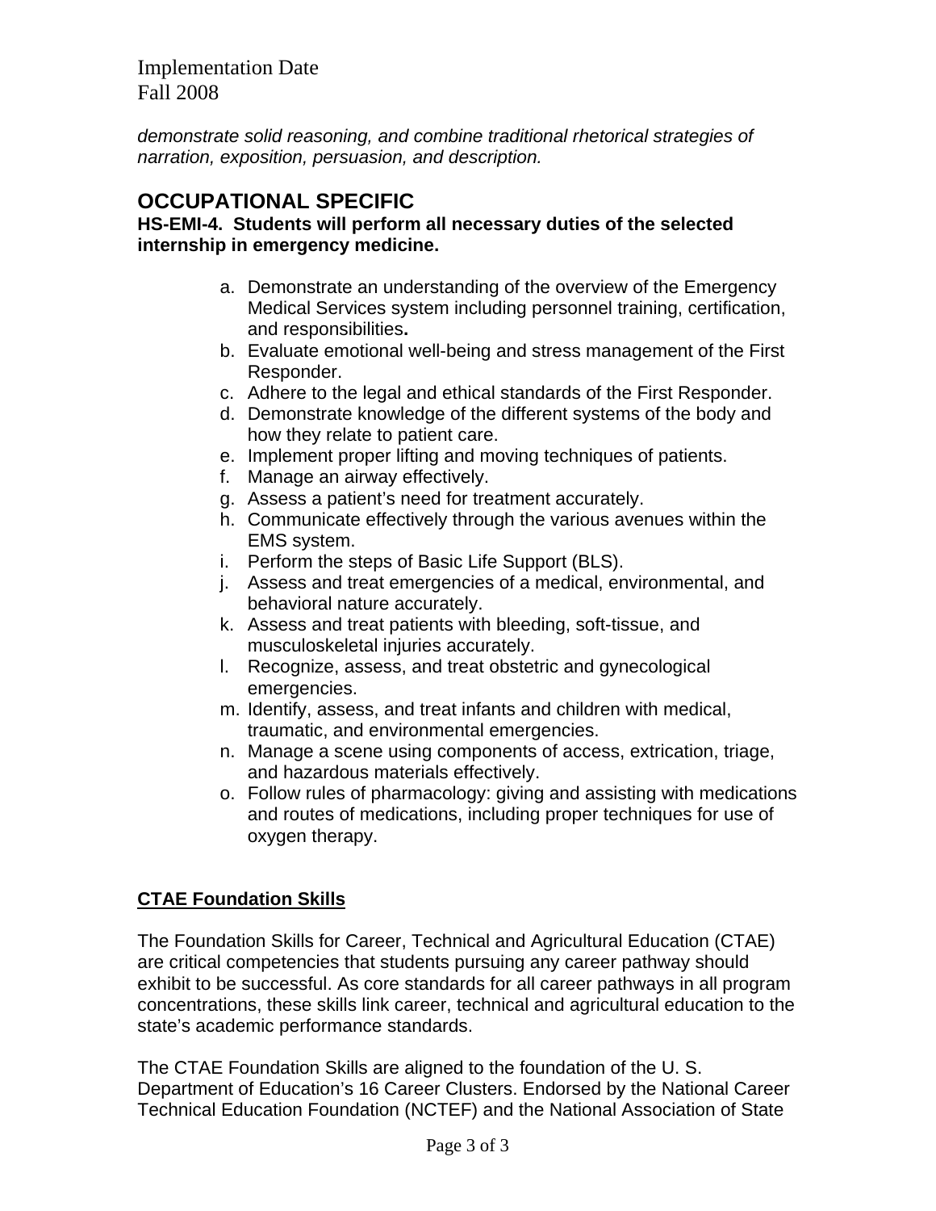*demonstrate solid reasoning, and combine traditional rhetorical strategies of narration, exposition, persuasion, and description.*

## OCCUPATIONAL SPECIFIC

**HS-EMI-4. Students will perform all necessary duties of the selected internship in emergency medicine.**

a. Demonstrate an understanding of the overview of the Emergency Medical Services system including personnel training, certification, and responsibilities**.**
b. Evaluate emotional well-being and stress management of the First Responder.
c. Adhere to the legal and ethical standards of the First Responder.
d. Demonstrate knowledge of the different systems of the body and how they relate to patient care.
e. Implement proper lifting and moving techniques of patients.
f. Manage an airway effectively.
g. Assess a patient's need for treatment accurately.
h. Communicate effectively through the various avenues within the EMS system.
i. Perform the steps of Basic Life Support (BLS).
j. Assess and treat emergencies of a medical, environmental, and behavioral nature accurately.
k. Assess and treat patients with bleeding, soft-tissue, and musculoskeletal injuries accurately.
l. Recognize, assess, and treat obstetric and gynecological emergencies.
m. Identify, assess, and treat infants and children with medical, traumatic, and environmental emergencies.
n. Manage a scene using components of access, extrication, triage, and hazardous materials effectively.
o. Follow rules of pharmacology: giving and assisting with medications and routes of medications, including proper techniques for use of oxygen therapy.

### CTAE Foundation Skills

The Foundation Skills for Career, Technical and Agricultural Education (CTAE) are critical competencies that students pursuing any career pathway should exhibit to be successful. As core standards for all career pathways in all program concentrations, these skills link career, technical and agricultural education to the state's academic performance standards.

The CTAE Foundation Skills are aligned to the foundation of the U. S. Department of Education's 16 Career Clusters. Endorsed by the National Career Technical Education Foundation (NCTEF) and the National Association of State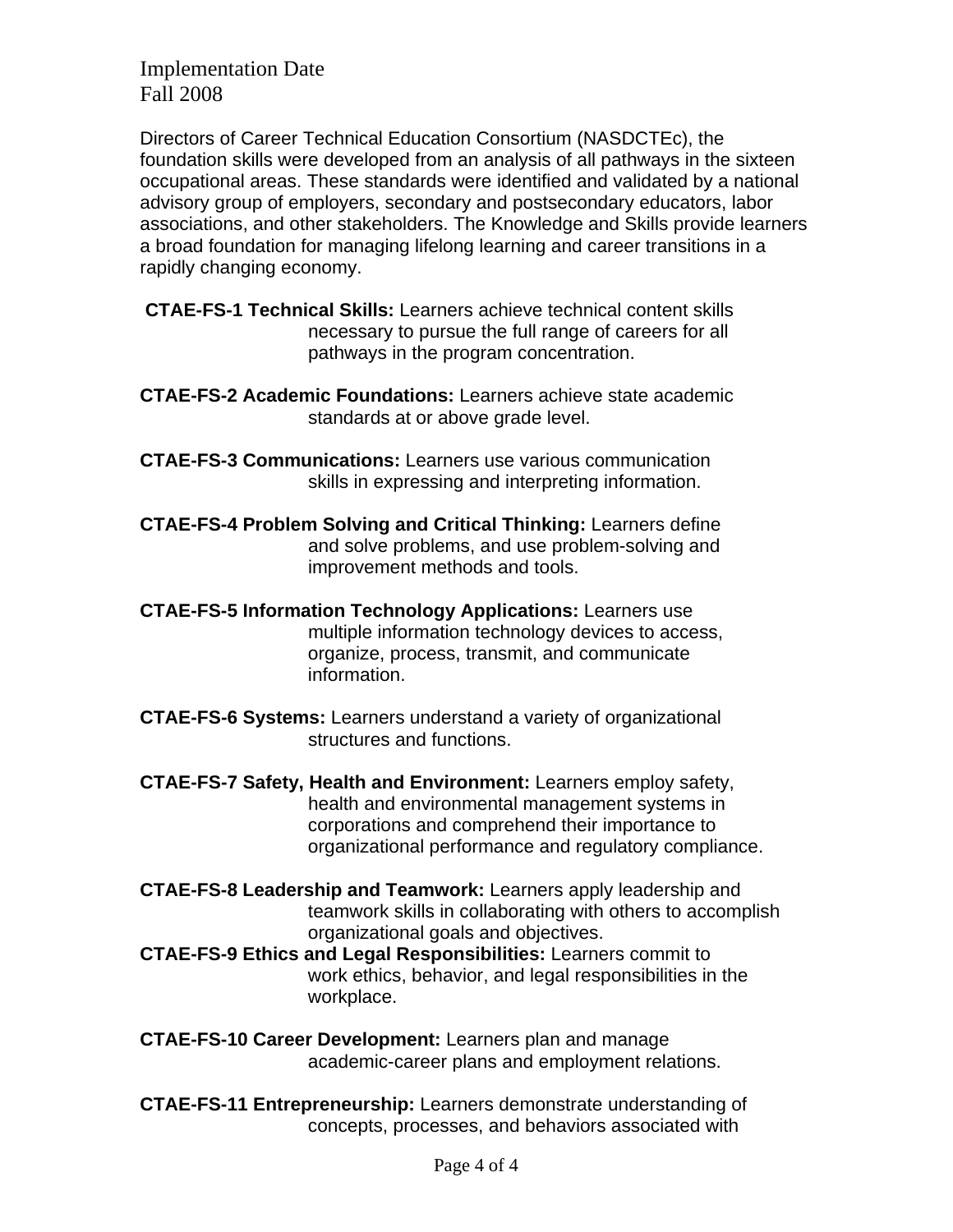Implementation Date
Fall 2008

Directors of Career Technical Education Consortium (NASDCTEc), the foundation skills were developed from an analysis of all pathways in the sixteen occupational areas. These standards were identified and validated by a national advisory group of employers, secondary and postsecondary educators, labor associations, and other stakeholders. The Knowledge and Skills provide learners a broad foundation for managing lifelong learning and career transitions in a rapidly changing economy.

**CTAE-FS-1 Technical Skills:** Learners achieve technical content skills necessary to pursue the full range of careers for all pathways in the program concentration.

**CTAE-FS-2 Academic Foundations:** Learners achieve state academic standards at or above grade level.

**CTAE-FS-3 Communications:** Learners use various communication skills in expressing and interpreting information.

**CTAE-FS-4 Problem Solving and Critical Thinking:** Learners define and solve problems, and use problem-solving and improvement methods and tools.

**CTAE-FS-5 Information Technology Applications:** Learners use multiple information technology devices to access, organize, process, transmit, and communicate information.

**CTAE-FS-6 Systems:** Learners understand a variety of organizational structures and functions.

**CTAE-FS-7 Safety, Health and Environment:** Learners employ safety, health and environmental management systems in corporations and comprehend their importance to organizational performance and regulatory compliance.

**CTAE-FS-8 Leadership and Teamwork:** Learners apply leadership and teamwork skills in collaborating with others to accomplish organizational goals and objectives.

**CTAE-FS-9 Ethics and Legal Responsibilities:** Learners commit to work ethics, behavior, and legal responsibilities in the workplace.

**CTAE-FS-10 Career Development:** Learners plan and manage academic-career plans and employment relations.

**CTAE-FS-11 Entrepreneurship:** Learners demonstrate understanding of concepts, processes, and behaviors associated with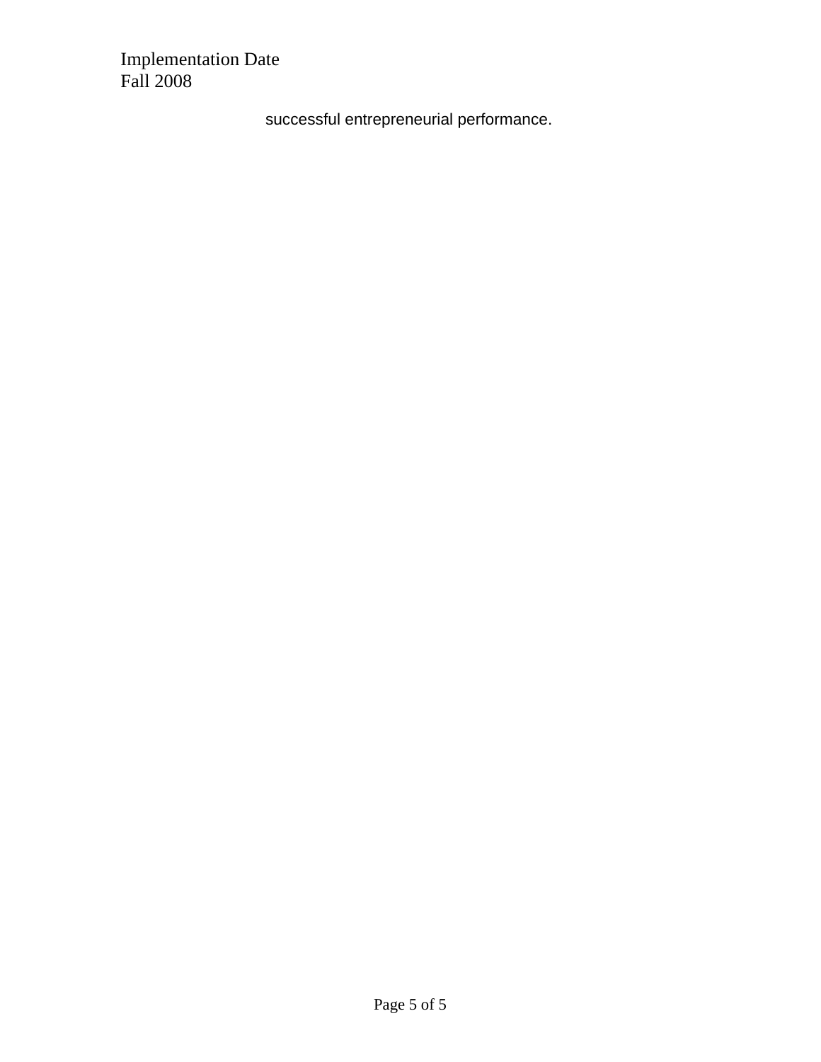successful entrepreneurial performance.